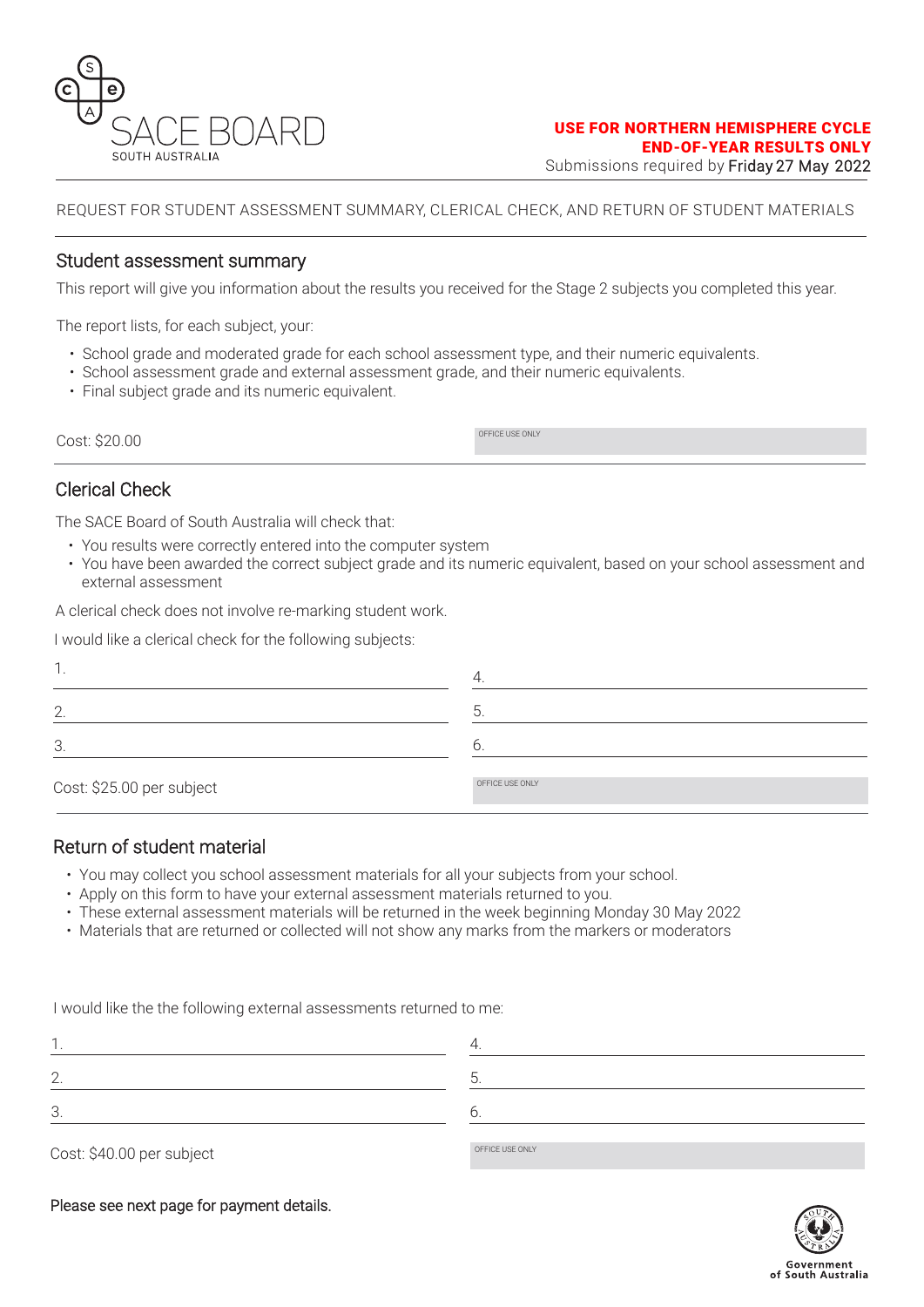SACE BOARD
SOUTH AUSTRALIA

**USE FOR NORTHERN HEMISPHERE CYCLE**
**END-OF-YEAR RESULTS ONLY**
Submissions required by Friday 27 May 2022

REQUEST FOR STUDENT ASSESSMENT SUMMARY, CLERICAL CHECK, AND RETURN OF STUDENT MATERIALS

## Student assessment summary

This report will give you information about the results you received for the Stage 2 subjects you completed this year.

The report lists, for each subject, your:

- School grade and moderated grade for each school assessment type, and their numeric equivalents.
- School assessment grade and external assessment grade, and their numeric equivalents.
- Final subject grade and its numeric equivalent.

Cost: $20.00

OFFICE USE ONLY

## Clerical Check

The SACE Board of South Australia will check that:

- You results were correctly entered into the computer system
- You have been awarded the correct subject grade and its numeric equivalent, based on your school assessment and external assessment

A clerical check does not involve re-marking student work.

I would like a clerical check for the following subjects:

| | |
|---|---|
| 1. | 4. |
| 2. | 5. |
| 3. | 6. |

Cost: $25.00 per subject

OFFICE USE ONLY

## Return of student material

- You may collect you school assessment materials for all your subjects from your school.
- Apply on this form to have your external assessment materials returned to you.
- These external assessment materials will be returned in the week beginning Monday 30 May 2022
- Materials that are returned or collected will not show any marks from the markers or moderators

I would like the the following external assessments returned to me:

| | |
|---|---|
| 1. | 4. |
| 2. | 5. |
| 3. | 6. |

Cost: $40.00 per subject

OFFICE USE ONLY

Please see next page for payment details.

Government of South Australia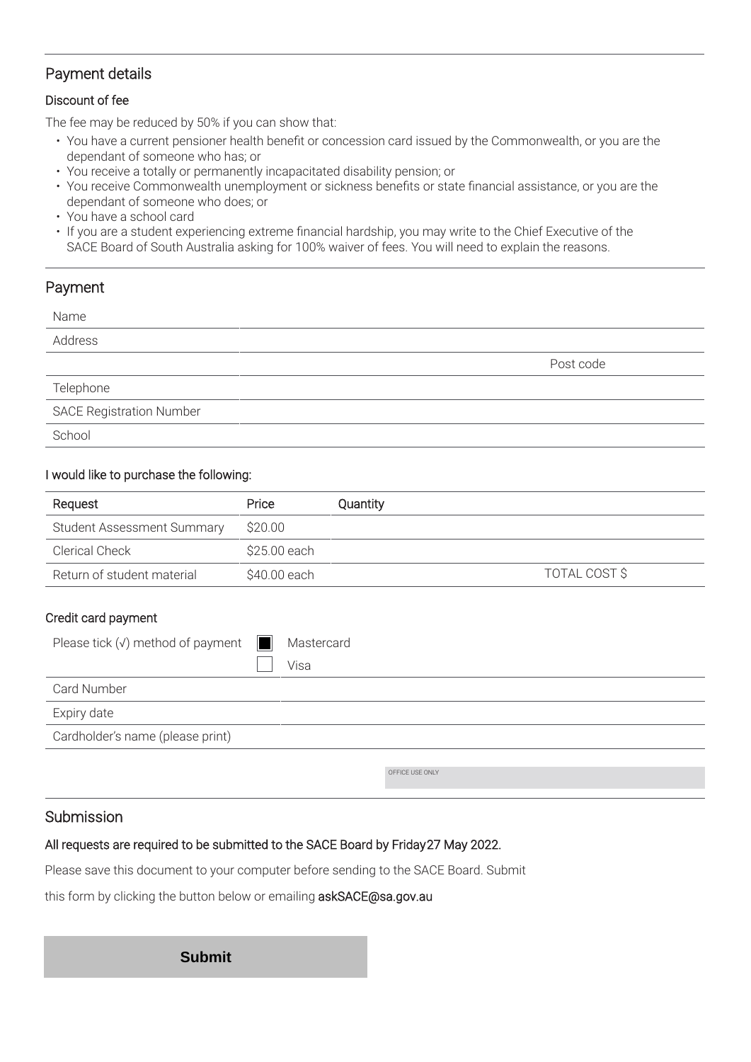## Payment details

### Discount of fee

The fee may be reduced by 50% if you can show that:

- You have a current pensioner health benefit or concession card issued by the Commonwealth, or you are the dependant of someone who has; or
- You receive a totally or permanently incapacitated disability pension; or
- You receive Commonwealth unemployment or sickness benefits or state financial assistance, or you are the dependant of someone who does; or
- You have a school card
- If you are a student experiencing extreme financial hardship, you may write to the Chief Executive of the SACE Board of South Australia asking for 100% waiver of fees. You will need to explain the reasons.

## Payment

| | |
|---|---|
| Name | |
| Address | |
| | Post code |
| Telephone | |
| SACE Registration Number | |
| School | |

### I would like to purchase the following:

| Request | Price | Quantity |
|---|---|---|
| Student Assessment Summary | $20.00 | |
| Clerical Check | $25.00 each | |
| Return of student material | $40.00 each | TOTAL COST $ |

### Credit card payment

| | |
|---|---|
| Please tick (√) method of payment | ☒ Mastercard<br>☐ Visa |
| Card Number | |
| Expiry date | |
| Cardholder's name (please print) | |

OFFICE USE ONLY

## Submission

**All requests are required to be submitted to the SACE Board by Friday27 May 2022.**

Please save this document to your computer before sending to the SACE Board. Submit

this form by clicking the button below or emailing **askSACE@sa.gov.au**

**Submit**